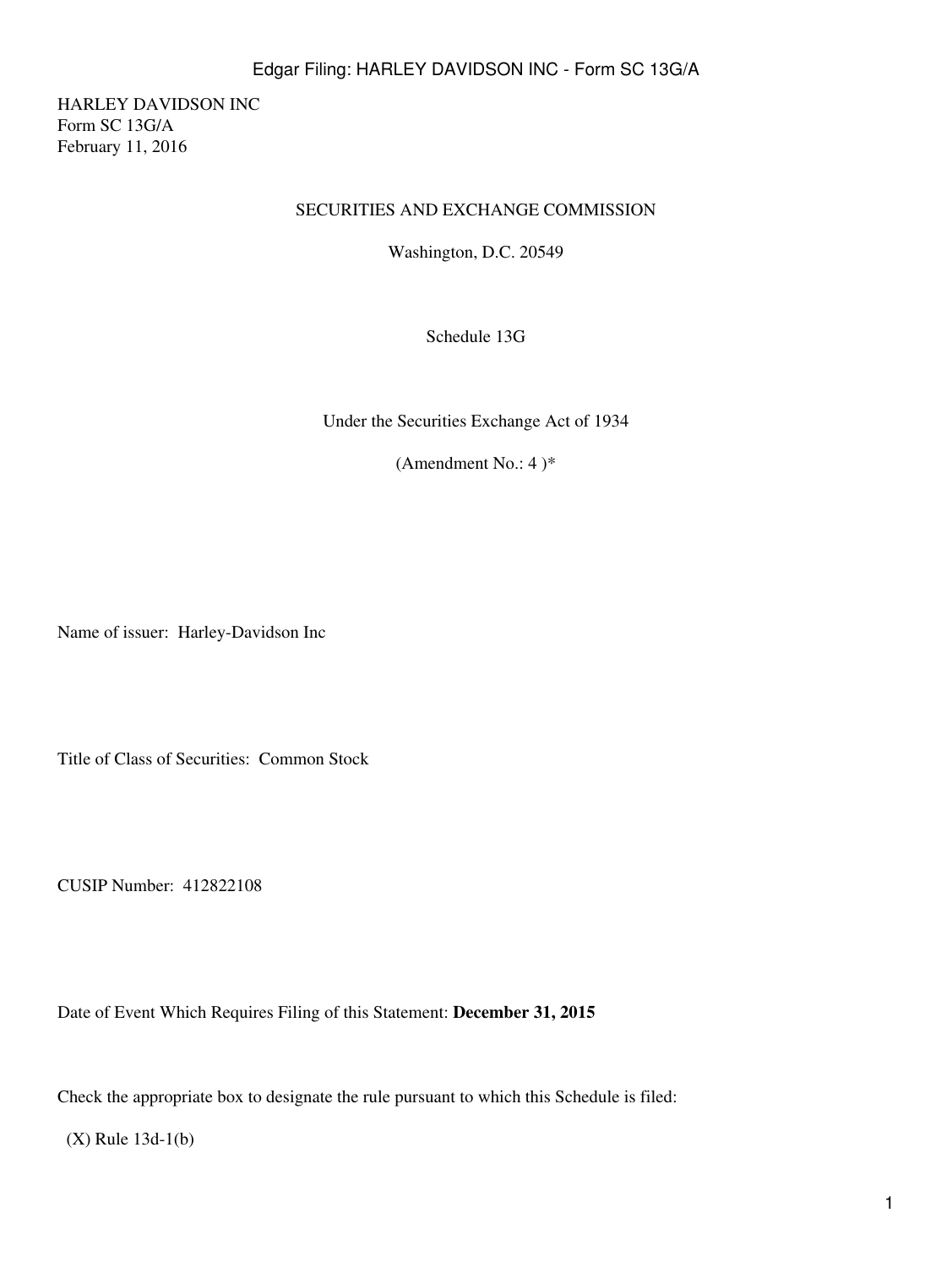HARLEY DAVIDSON INC
Form SC 13G/A
February 11, 2016

SECURITIES AND EXCHANGE COMMISSION

Washington, D.C. 20549

Schedule 13G

Under the Securities Exchange Act of 1934

(Amendment No.: 4 )*

Name of issuer: Harley-Davidson Inc

Title of Class of Securities: Common Stock

CUSIP Number: 412822108

Date of Event Which Requires Filing of this Statement: **December 31, 2015**

Check the appropriate box to designate the rule pursuant to which this Schedule is filed:

(X) Rule 13d-1(b)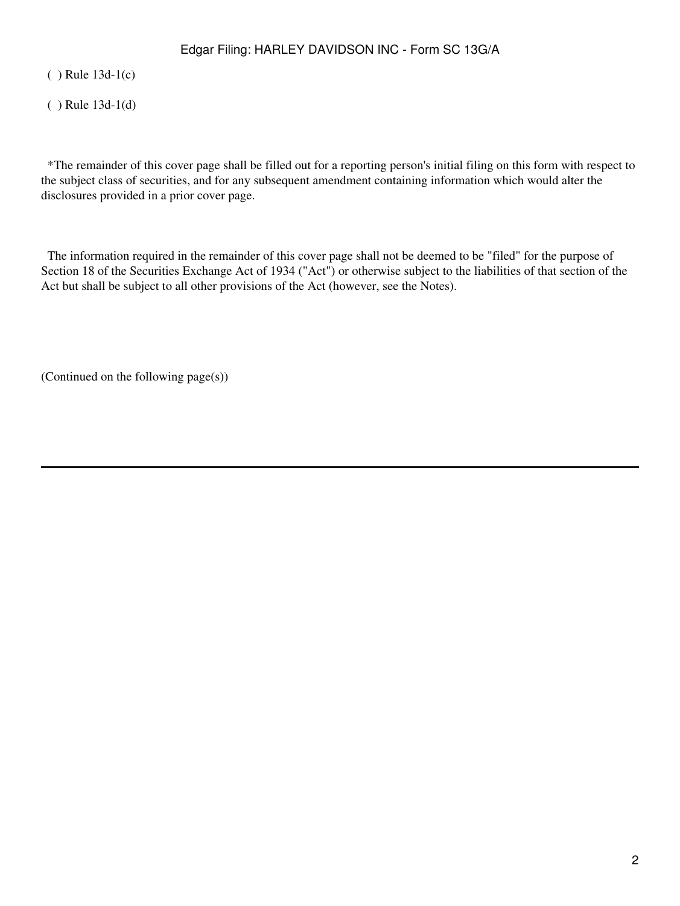( ) Rule 13d-1(c)

( ) Rule 13d-1(d)

*The remainder of this cover page shall be filled out for a reporting person's initial filing on this form with respect to the subject class of securities, and for any subsequent amendment containing information which would alter the disclosures provided in a prior cover page.

The information required in the remainder of this cover page shall not be deemed to be "filed" for the purpose of Section 18 of the Securities Exchange Act of 1934 ("Act") or otherwise subject to the liabilities of that section of the Act but shall be subject to all other provisions of the Act (however, see the Notes).

(Continued on the following page(s))

---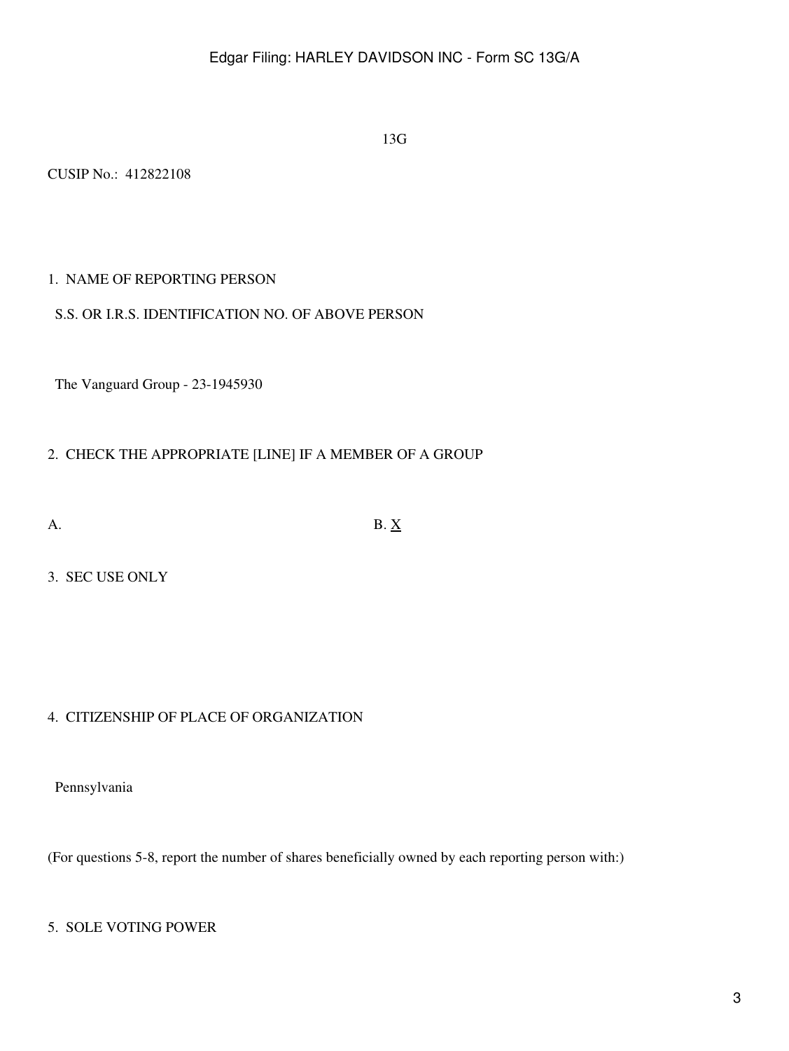13G

CUSIP No.: 412822108

1. NAME OF REPORTING PERSON

S.S. OR I.R.S. IDENTIFICATION NO. OF ABOVE PERSON

The Vanguard Group - 23-1945930

2. CHECK THE APPROPRIATE [LINE] IF A MEMBER OF A GROUP

A. B. X

3. SEC USE ONLY

4. CITIZENSHIP OF PLACE OF ORGANIZATION

Pennsylvania

(For questions 5-8, report the number of shares beneficially owned by each reporting person with:)

5. SOLE VOTING POWER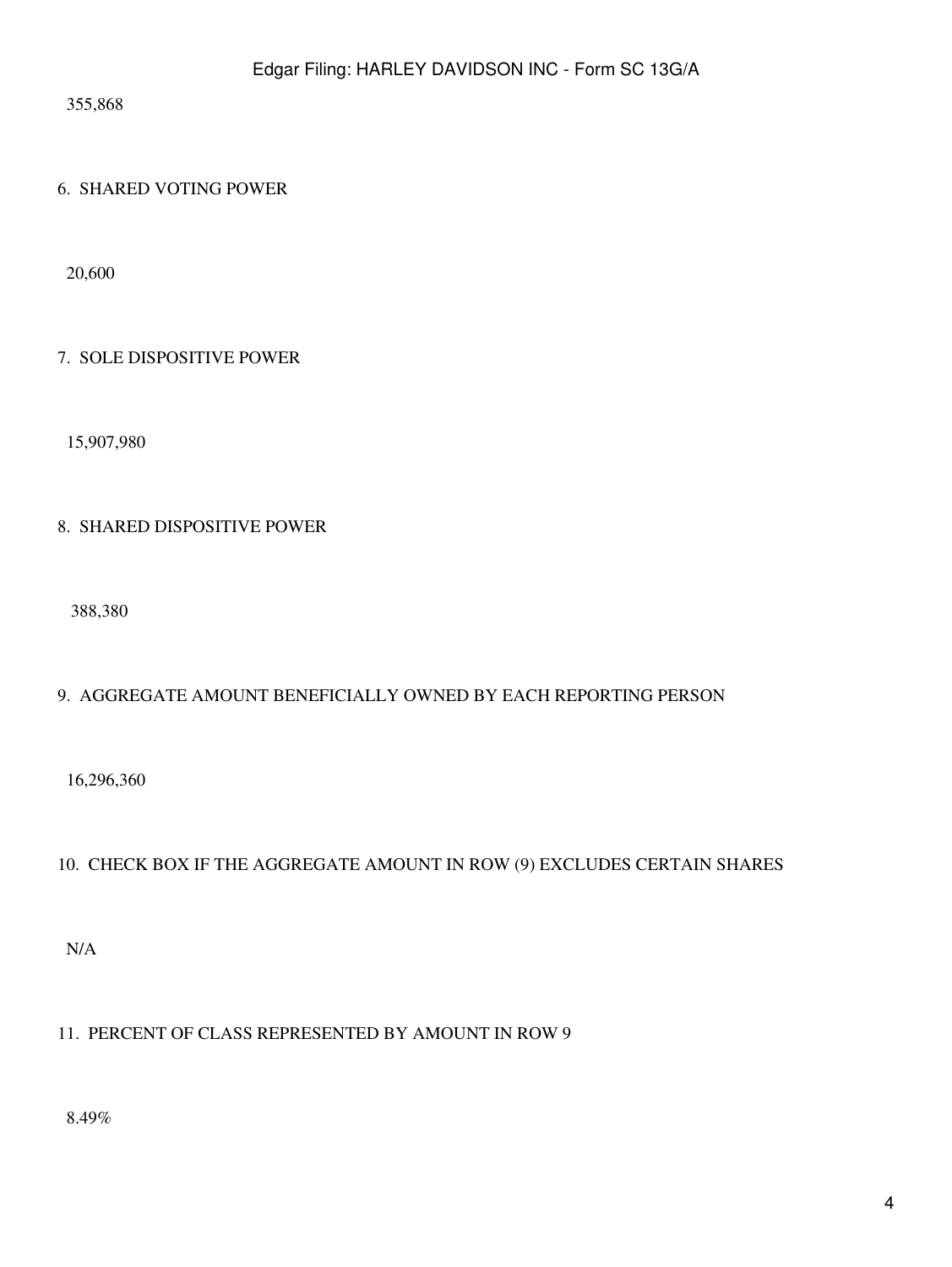355,868

6. SHARED VOTING POWER

20,600

7. SOLE DISPOSITIVE POWER

15,907,980

8. SHARED DISPOSITIVE POWER

388,380

9. AGGREGATE AMOUNT BENEFICIALLY OWNED BY EACH REPORTING PERSON

16,296,360

10. CHECK BOX IF THE AGGREGATE AMOUNT IN ROW (9) EXCLUDES CERTAIN SHARES

N/A

11. PERCENT OF CLASS REPRESENTED BY AMOUNT IN ROW 9

8.49%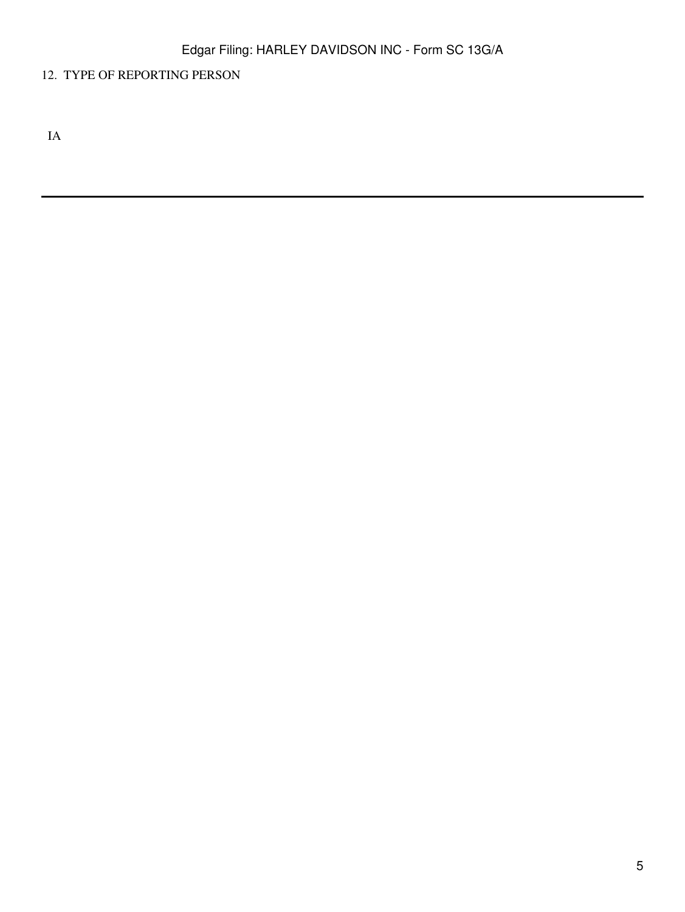12. TYPE OF REPORTING PERSON

IA

---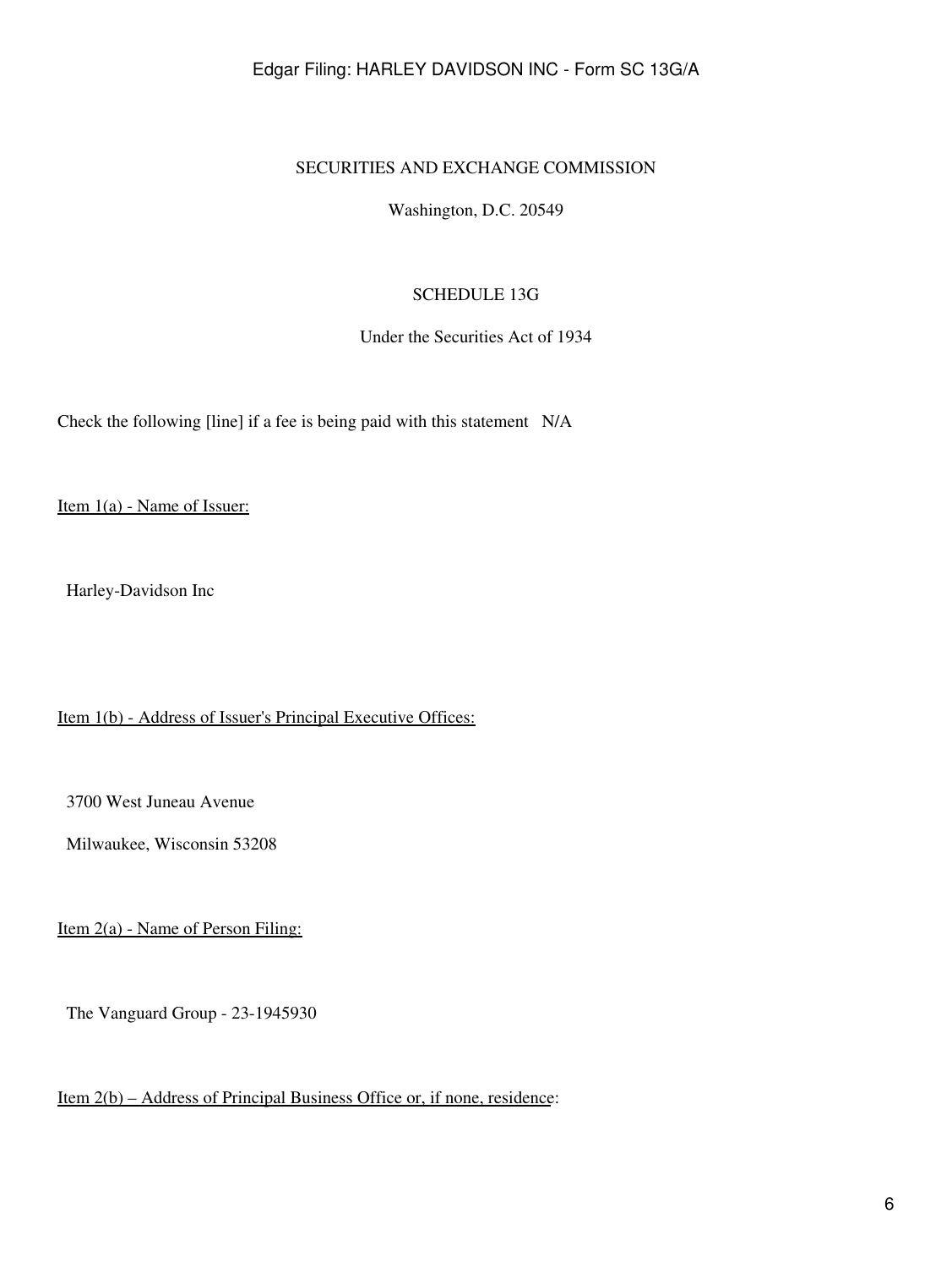SECURITIES AND EXCHANGE COMMISSION

Washington, D.C. 20549

SCHEDULE 13G

Under the Securities Act of 1934

Check the following [line] if a fee is being paid with this statement N/A

Item 1(a) - Name of Issuer:

Harley-Davidson Inc

Item 1(b) - Address of Issuer's Principal Executive Offices:

3700 West Juneau Avenue

Milwaukee, Wisconsin 53208

Item 2(a) - Name of Person Filing:

The Vanguard Group - 23-1945930

Item 2(b) – Address of Principal Business Office or, if none, residence: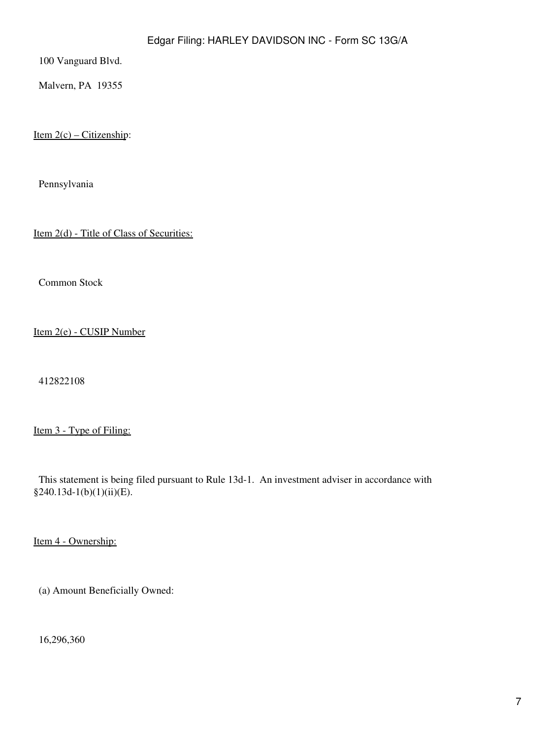100 Vanguard Blvd.

Malvern, PA 19355

Item 2(c) – Citizenship:

Pennsylvania

Item 2(d) - Title of Class of Securities:

Common Stock

Item 2(e) - CUSIP Number

412822108

Item 3 - Type of Filing:

This statement is being filed pursuant to Rule 13d-1. An investment adviser in accordance with §240.13d-1(b)(1)(ii)(E).

Item 4 - Ownership:

(a) Amount Beneficially Owned:

16,296,360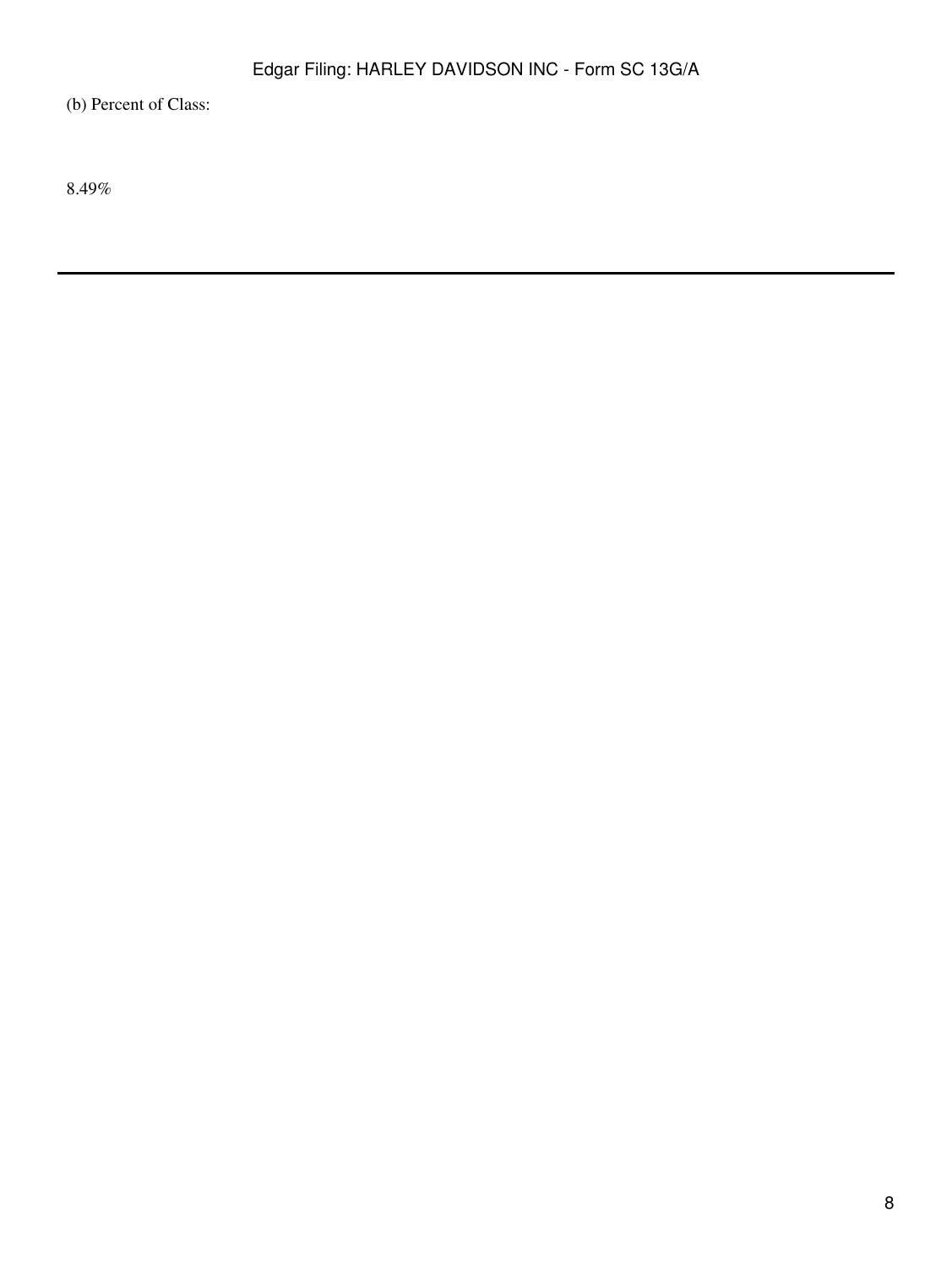(b) Percent of Class:

8.49%

---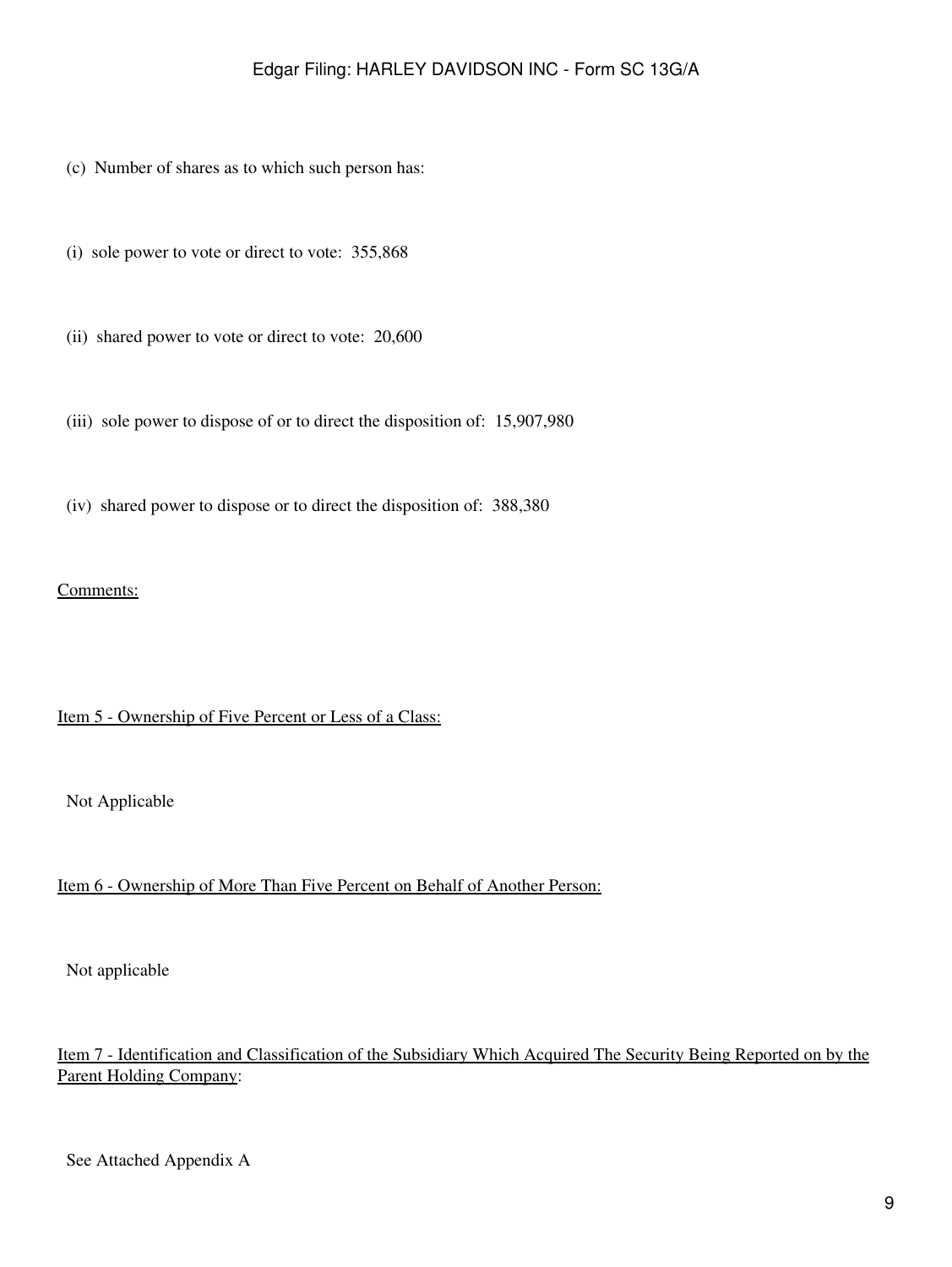(c) Number of shares as to which such person has:

(i) sole power to vote or direct to vote: 355,868

(ii) shared power to vote or direct to vote: 20,600

(iii) sole power to dispose of or to direct the disposition of: 15,907,980

(iv) shared power to dispose or to direct the disposition of: 388,380

Comments:

Item 5 - Ownership of Five Percent or Less of a Class:

Not Applicable

Item 6 - Ownership of More Than Five Percent on Behalf of Another Person:

Not applicable

Item 7 - Identification and Classification of the Subsidiary Which Acquired The Security Being Reported on by the Parent Holding Company:

See Attached Appendix A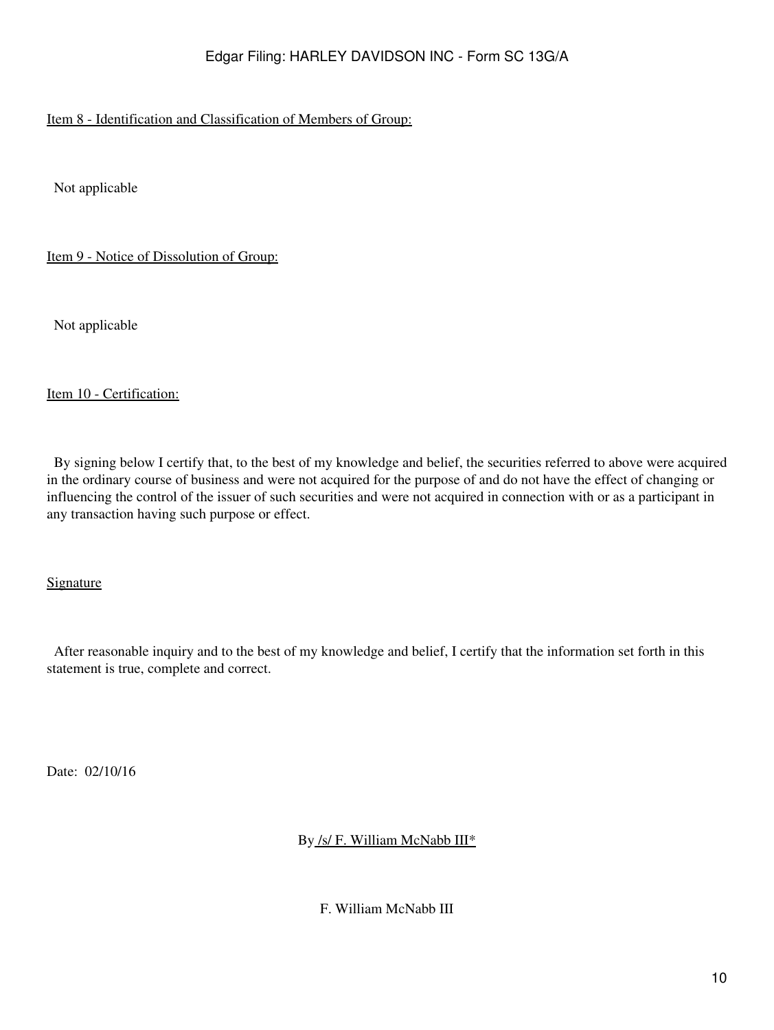Item 8 - Identification and Classification of Members of Group:

Not applicable

Item 9 - Notice of Dissolution of Group:

Not applicable

Item 10 - Certification:

By signing below I certify that, to the best of my knowledge and belief, the securities referred to above were acquired in the ordinary course of business and were not acquired for the purpose of and do not have the effect of changing or influencing the control of the issuer of such securities and were not acquired in connection with or as a participant in any transaction having such purpose or effect.

Signature

After reasonable inquiry and to the best of my knowledge and belief, I certify that the information set forth in this statement is true, complete and correct.

Date: 02/10/16

By /s/ F. William McNabb III*

F. William McNabb III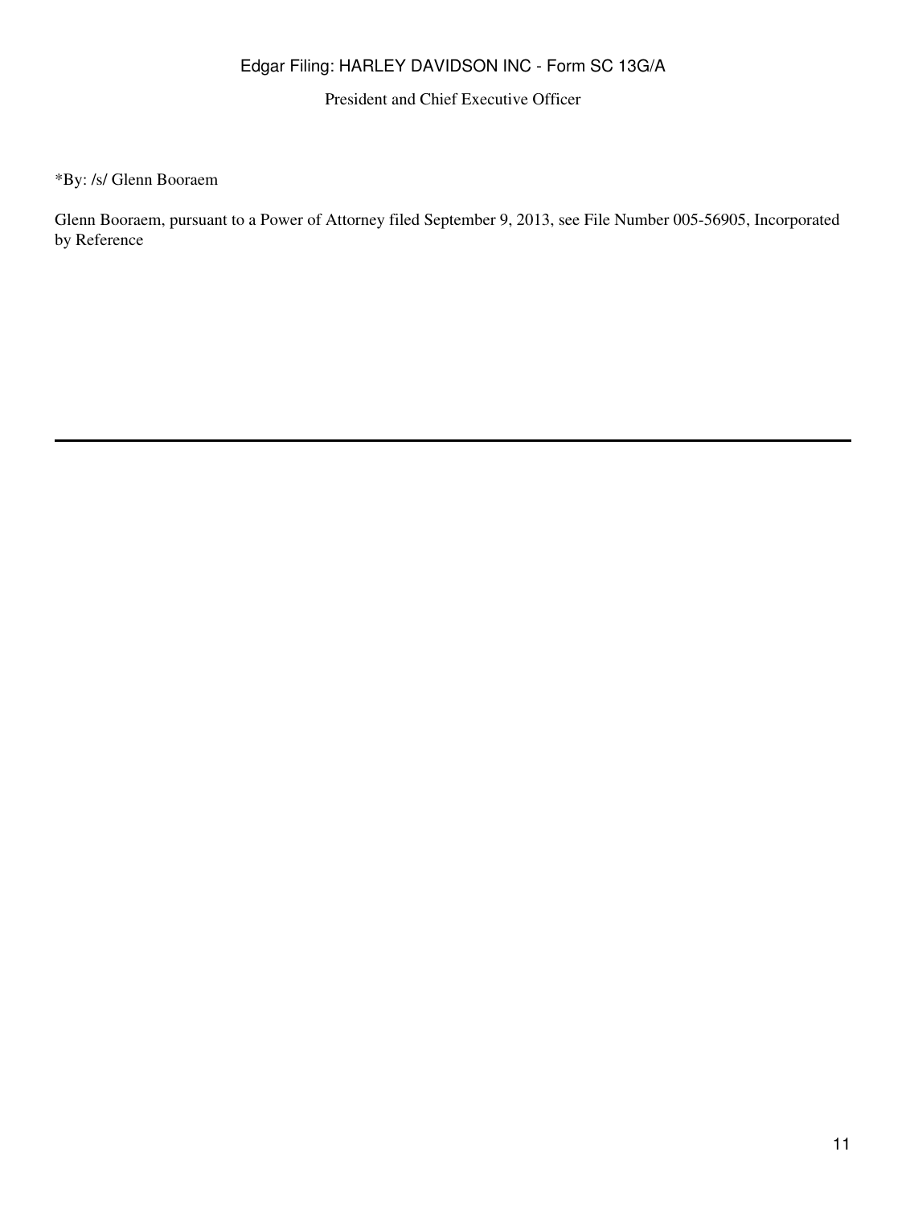President and Chief Executive Officer

*By: /s/ Glenn Booraem

Glenn Booraem, pursuant to a Power of Attorney filed September 9, 2013, see File Number 005-56905, Incorporated by Reference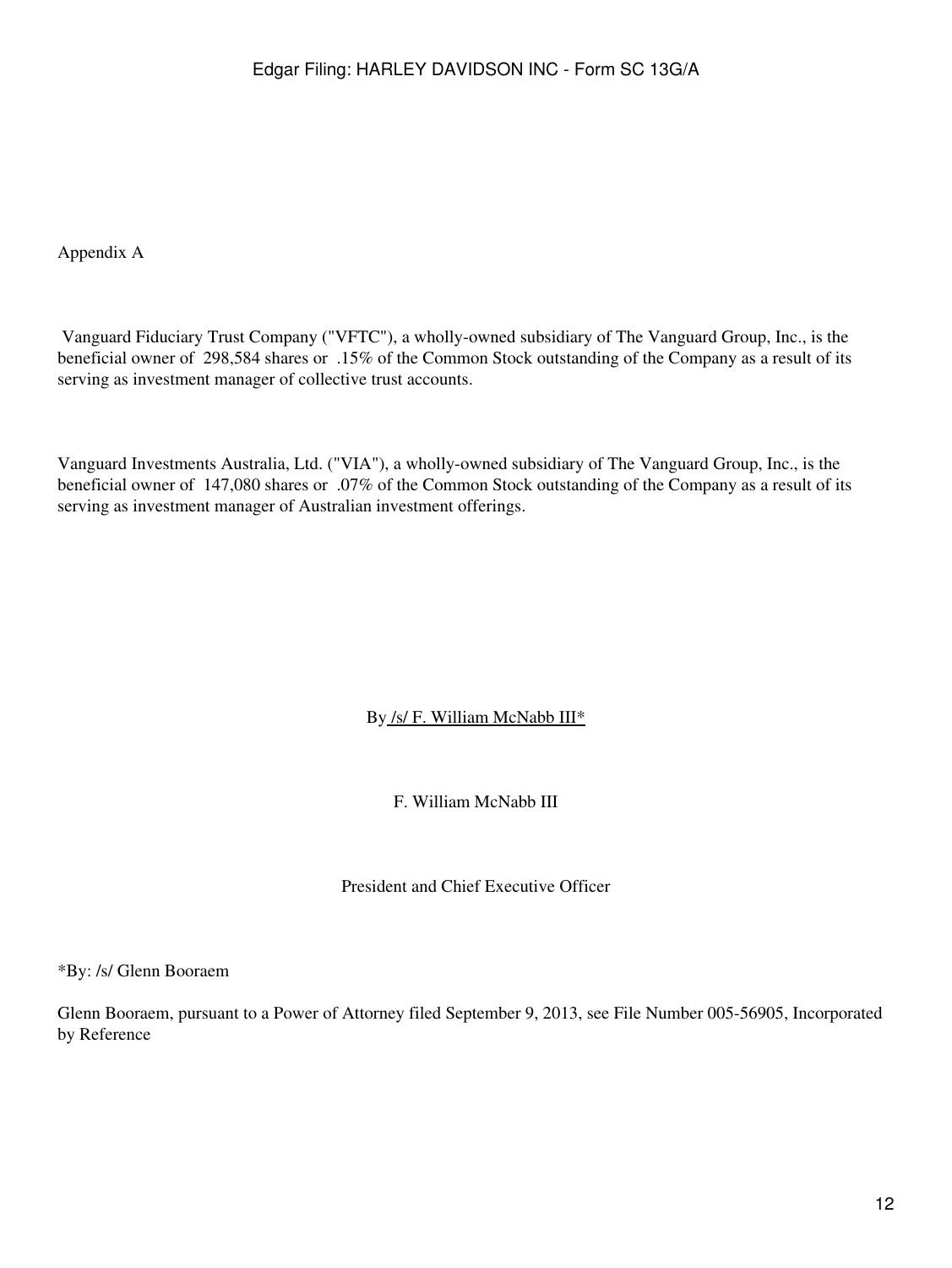Appendix A

Vanguard Fiduciary Trust Company ("VFTC"), a wholly-owned subsidiary of The Vanguard Group, Inc., is the beneficial owner of 298,584 shares or .15% of the Common Stock outstanding of the Company as a result of its serving as investment manager of collective trust accounts.

Vanguard Investments Australia, Ltd. ("VIA"), a wholly-owned subsidiary of The Vanguard Group, Inc., is the beneficial owner of 147,080 shares or .07% of the Common Stock outstanding of the Company as a result of its serving as investment manager of Australian investment offerings.

By /s/ F. William McNabb III*

F. William McNabb III

President and Chief Executive Officer

*By: /s/ Glenn Booraem

Glenn Booraem, pursuant to a Power of Attorney filed September 9, 2013, see File Number 005-56905, Incorporated by Reference